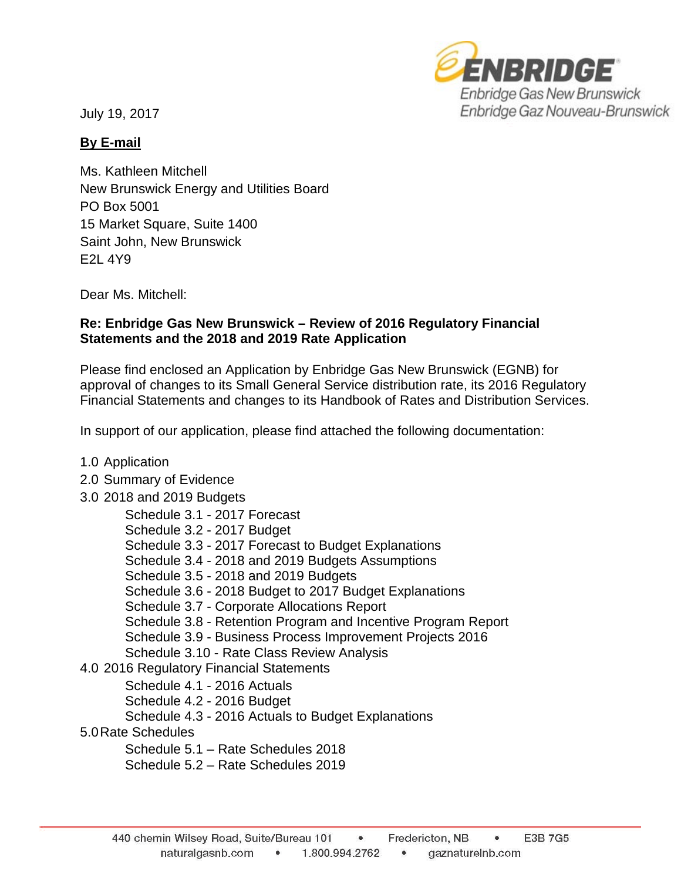Enbridge Gas New Brunswick
Enbridge Gaz Nouveau-Brunswick

July 19, 2017

**By E-mail**

Ms. Kathleen Mitchell
New Brunswick Energy and Utilities Board
PO Box 5001
15 Market Square, Suite 1400
Saint John, New Brunswick
E2L 4Y9

Dear Ms. Mitchell:

**Re: Enbridge Gas New Brunswick – Review of 2016 Regulatory Financial Statements and the 2018 and 2019 Rate Application**

Please find enclosed an Application by Enbridge Gas New Brunswick (EGNB) for approval of changes to its Small General Service distribution rate, its 2016 Regulatory Financial Statements and changes to its Handbook of Rates and Distribution Services.

In support of our application, please find attached the following documentation:

1.0 Application
2.0 Summary of Evidence
3.0 2018 and 2019 Budgets
- Schedule 3.1 - 2017 Forecast
- Schedule 3.2 - 2017 Budget
- Schedule 3.3 - 2017 Forecast to Budget Explanations
- Schedule 3.4 - 2018 and 2019 Budgets Assumptions
- Schedule 3.5 - 2018 and 2019 Budgets
- Schedule 3.6 - 2018 Budget to 2017 Budget Explanations
- Schedule 3.7 - Corporate Allocations Report
- Schedule 3.8 - Retention Program and Incentive Program Report
- Schedule 3.9 - Business Process Improvement Projects 2016
- Schedule 3.10 - Rate Class Review Analysis

4.0 2016 Regulatory Financial Statements
- Schedule 4.1 - 2016 Actuals
- Schedule 4.2 - 2016 Budget
- Schedule 4.3 - 2016 Actuals to Budget Explanations

5.0 Rate Schedules
- Schedule 5.1 – Rate Schedules 2018
- Schedule 5.2 – Rate Schedules 2019

440 chemin Wilsey Road, Suite/Bureau 101 • Fredericton, NB • E3B 7G5
naturalgasnb.com • 1.800.994.2762 • gaznaturelnb.com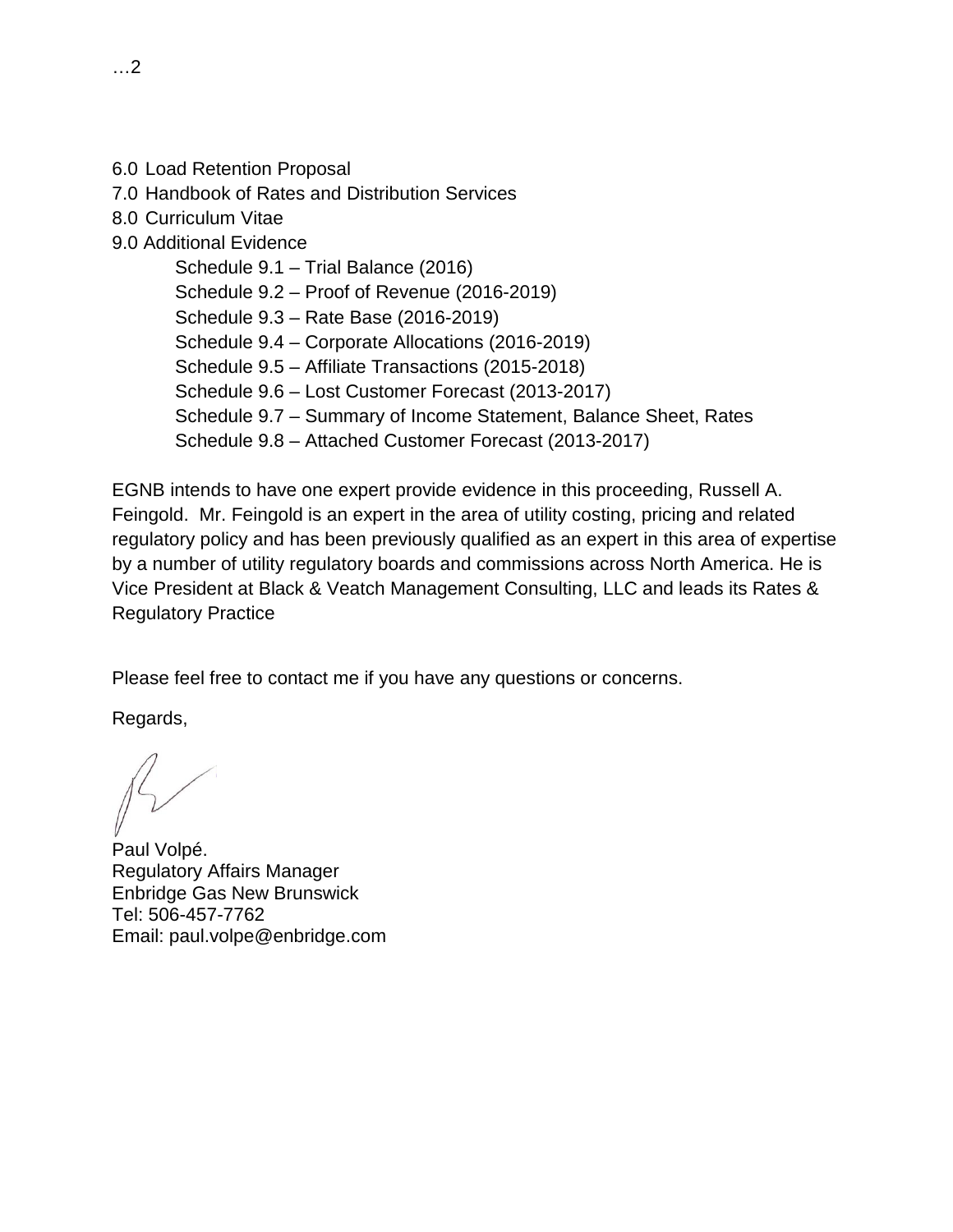6.0 Load Retention Proposal
7.0 Handbook of Rates and Distribution Services
8.0 Curriculum Vitae
9.0 Additional Evidence

- Schedule 9.1 – Trial Balance (2016)
- Schedule 9.2 – Proof of Revenue (2016-2019)
- Schedule 9.3 – Rate Base (2016-2019)
- Schedule 9.4 – Corporate Allocations (2016-2019)
- Schedule 9.5 – Affiliate Transactions (2015-2018)
- Schedule 9.6 – Lost Customer Forecast (2013-2017)
- Schedule 9.7 – Summary of Income Statement, Balance Sheet, Rates
- Schedule 9.8 – Attached Customer Forecast (2013-2017)

EGNB intends to have one expert provide evidence in this proceeding, Russell A. Feingold. Mr. Feingold is an expert in the area of utility costing, pricing and related regulatory policy and has been previously qualified as an expert in this area of expertise by a number of utility regulatory boards and commissions across North America. He is Vice President at Black & Veatch Management Consulting, LLC and leads its Rates & Regulatory Practice

Please feel free to contact me if you have any questions or concerns.

Regards,

Paul Volpé.
Regulatory Affairs Manager
Enbridge Gas New Brunswick
Tel: 506-457-7762
Email: paul.volpe@enbridge.com